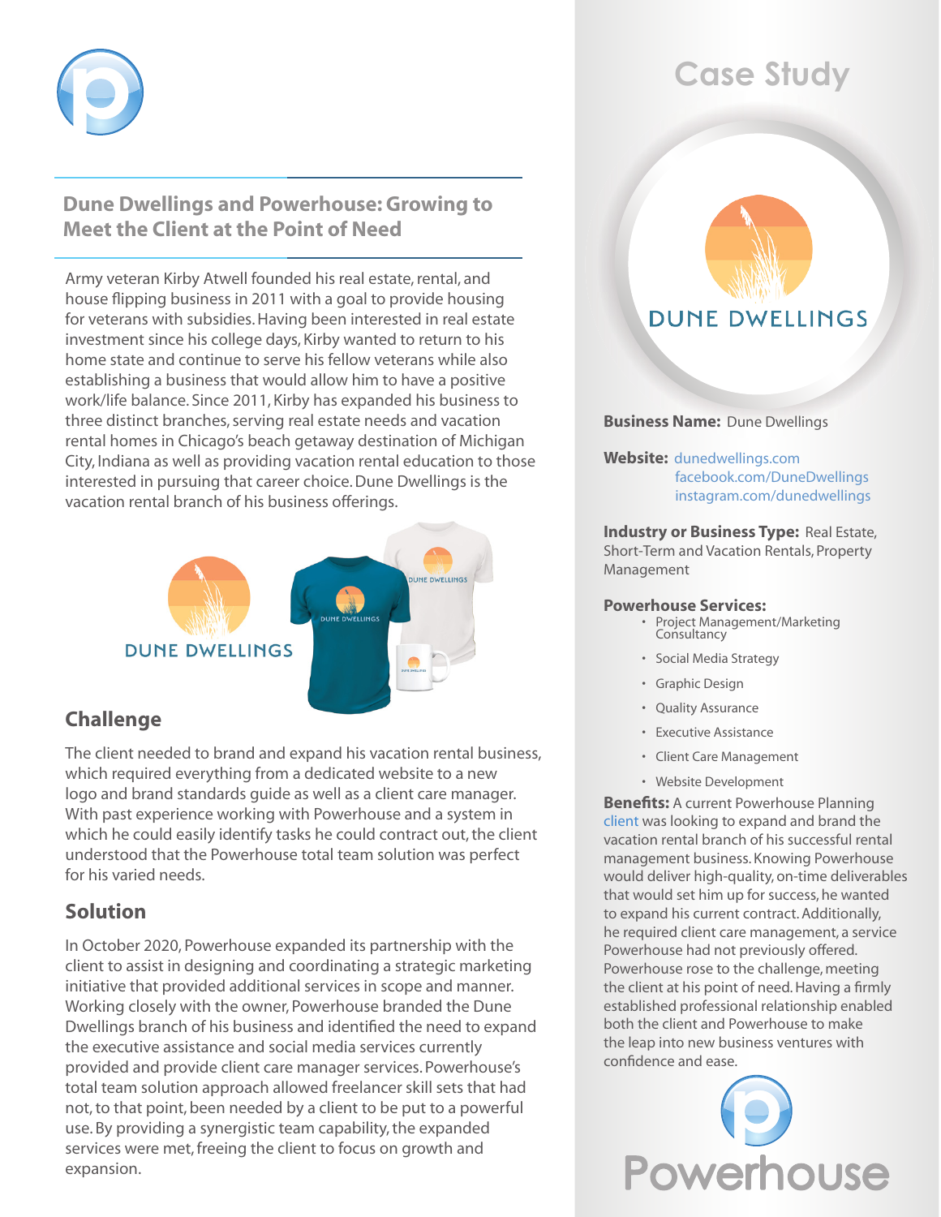## Dune Dwellings and Powerhouse: Growing to Meet the Client at the Point of Need

Army veteran Kirby Atwell founded his real estate, rental, and house flipping business in 2011 with a goal to provide housing for veterans with subsidies. Having been interested in real estate investment since his college days, Kirby wanted to return to his home state and continue to serve his fellow veterans while also establishing a business that would allow him to have a positive work/life balance. Since 2011, Kirby has expanded his business to three distinct branches, serving real estate needs and vacation rental homes in Chicago's beach getaway destination of Michigan City, Indiana as well as providing vacation rental education to those interested in pursuing that career choice. Dune Dwellings is the vacation rental branch of his business offerings.

## Challenge

The client needed to brand and expand his vacation rental business, which required everything from a dedicated website to a new logo and brand standards guide as well as a client care manager. With past experience working with Powerhouse and a system in which he could easily identify tasks he could contract out, the client understood that the Powerhouse total team solution was perfect for his varied needs.

## Solution

In October 2020, Powerhouse expanded its partnership with the client to assist in designing and coordinating a strategic marketing initiative that provided additional services in scope and manner. Working closely with the owner, Powerhouse branded the Dune Dwellings branch of his business and identified the need to expand the executive assistance and social media services currently provided and provide client care manager services. Powerhouse's total team solution approach allowed freelancer skill sets that had not, to that point, been needed by a client to be put to a powerful use. By providing a synergistic team capability, the expanded services were met, freeing the client to focus on growth and expansion.

# Case Study

**Business Name:** Dune Dwellings

**Website:** dunedwellings.com
facebook.com/DuneDwellings
instagram.com/dunedwellings

**Industry or Business Type:** Real Estate, Short-Term and Vacation Rentals, Property Management

**Powerhouse Services:**

- Project Management/Marketing Consultancy
- Social Media Strategy
- Graphic Design
- Quality Assurance
- Executive Assistance
- Client Care Management
- Website Development

**Benefits:** A current Powerhouse Planning client was looking to expand and brand the vacation rental branch of his successful rental management business. Knowing Powerhouse would deliver high-quality, on-time deliverables that would set him up for success, he wanted to expand his current contract. Additionally, he required client care management, a service Powerhouse had not previously offered. Powerhouse rose to the challenge, meeting the client at his point of need. Having a firmly established professional relationship enabled both the client and Powerhouse to make the leap into new business ventures with confidence and ease.

Powerhouse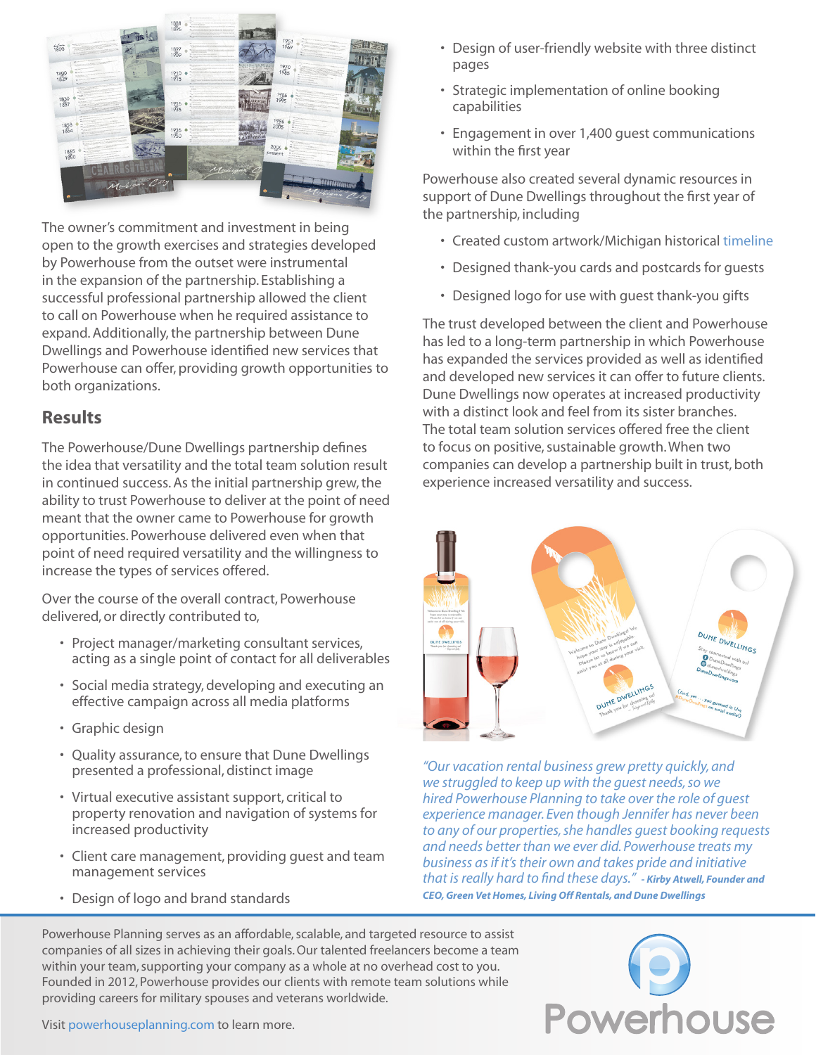The owner's commitment and investment in being open to the growth exercises and strategies developed by Powerhouse from the outset were instrumental in the expansion of the partnership. Establishing a successful professional partnership allowed the client to call on Powerhouse when he required assistance to expand. Additionally, the partnership between Dune Dwellings and Powerhouse identified new services that Powerhouse can offer, providing growth opportunities to both organizations.

## Results

The Powerhouse/Dune Dwellings partnership defines the idea that versatility and the total team solution result in continued success. As the initial partnership grew, the ability to trust Powerhouse to deliver at the point of need meant that the owner came to Powerhouse for growth opportunities. Powerhouse delivered even when that point of need required versatility and the willingness to increase the types of services offered.

Over the course of the overall contract, Powerhouse delivered, or directly contributed to,

- Project manager/marketing consultant services, acting as a single point of contact for all deliverables
- Social media strategy, developing and executing an effective campaign across all media platforms
- Graphic design
- Quality assurance, to ensure that Dune Dwellings presented a professional, distinct image
- Virtual executive assistant support, critical to property renovation and navigation of systems for increased productivity
- Client care management, providing guest and team management services
- Design of logo and brand standards
- Design of user-friendly website with three distinct pages
- Strategic implementation of online booking capabilities
- Engagement in over 1,400 guest communications within the first year

Powerhouse also created several dynamic resources in support of Dune Dwellings throughout the first year of the partnership, including

- Created custom artwork/Michigan historical timeline
- Designed thank-you cards and postcards for guests
- Designed logo for use with guest thank-you gifts

The trust developed between the client and Powerhouse has led to a long-term partnership in which Powerhouse has expanded the services provided as well as identified and developed new services it can offer to future clients. Dune Dwellings now operates at increased productivity with a distinct look and feel from its sister branches. The total team solution services offered free the client to focus on positive, sustainable growth. When two companies can develop a partnership built in trust, both experience increased versatility and success.

*"Our vacation rental business grew pretty quickly, and we struggled to keep up with the guest needs, so we hired Powerhouse Planning to take over the role of guest experience manager. Even though Jennifer has never been to any of our properties, she handles guest booking requests and needs better than we ever did. Powerhouse treats my business as if it's their own and takes pride and initiative that is really hard to find these days."* ***- Kirby Atwell, Founder and CEO, Green Vet Homes, Living Off Rentals, and Dune Dwellings***

Powerhouse Planning serves as an affordable, scalable, and targeted resource to assist companies of all sizes in achieving their goals. Our talented freelancers become a team within your team, supporting your company as a whole at no overhead cost to you. Founded in 2012, Powerhouse provides our clients with remote team solutions while providing careers for military spouses and veterans worldwide.

Visit powerhouseplanning.com to learn more.

Powerhouse